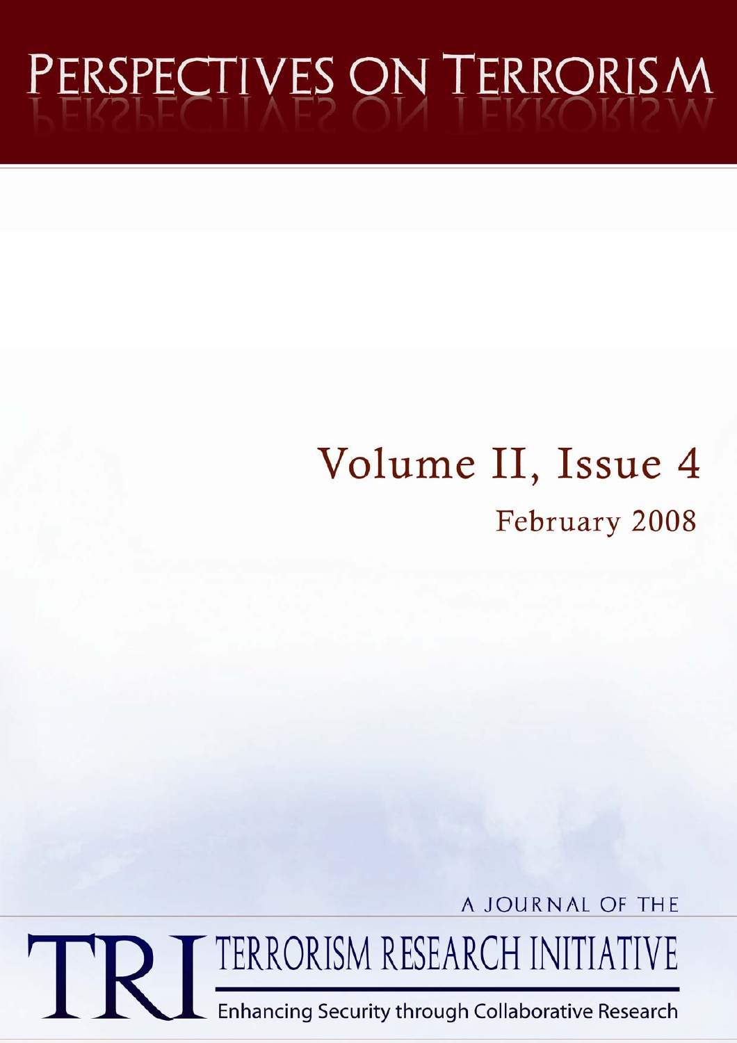# PERSPECTIVES ON TERRORISM

## Volume II, Issue 4

February 2008

A JOURNAL OF THE

TRI TERRORISM RESEARCH INITIATIVE

Enhancing Security through Collaborative Research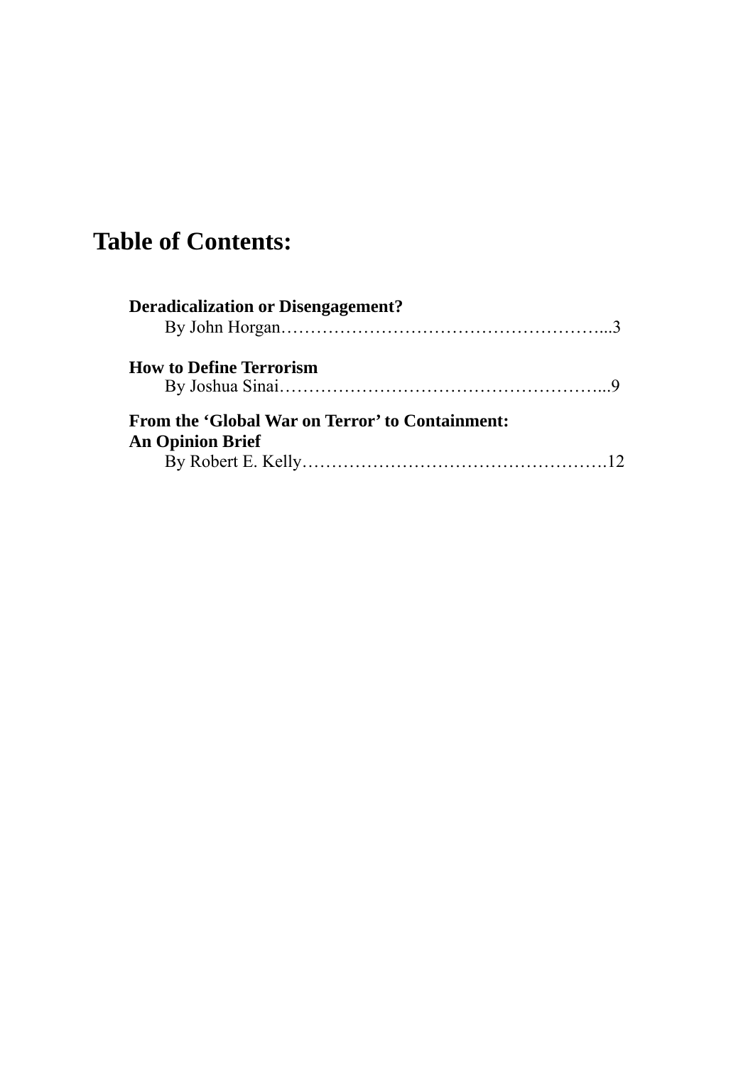# Table of Contents:

**Deradicalization or Disengagement?**
By John Horgan……………………………………………...3

**How to Define Terrorism**
By Joshua Sinai……………………………………………...9

**From the 'Global War on Terror' to Containment: An Opinion Brief**
By Robert E. Kelly…………………………………………….12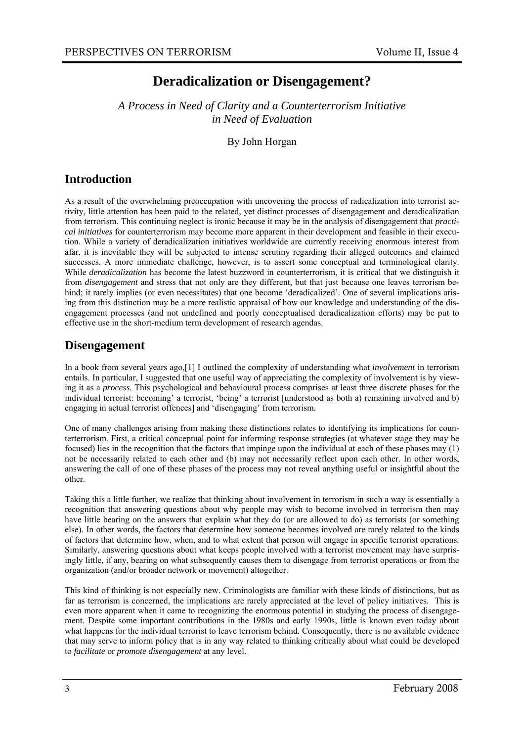# Deradicalization or Disengagement?

*A Process in Need of Clarity and a Counterterrorism Initiative in Need of Evaluation*

By John Horgan

## Introduction

As a result of the overwhelming preoccupation with uncovering the process of radicalization into terrorist activity, little attention has been paid to the related, yet distinct processes of disengagement and deradicalization from terrorism. This continuing neglect is ironic because it may be in the analysis of disengagement that *practical initiatives* for counterterrorism may become more apparent in their development and feasible in their execution. While a variety of deradicalization initiatives worldwide are currently receiving enormous interest from afar, it is inevitable they will be subjected to intense scrutiny regarding their alleged outcomes and claimed successes. A more immediate challenge, however, is to assert some conceptual and terminological clarity. While *deradicalization* has become the latest buzzword in counterterrorism, it is critical that we distinguish it from *disengagement* and stress that not only are they different, but that just because one leaves terrorism behind; it rarely implies (or even necessitates) that one become 'deradicalized'. One of several implications arising from this distinction may be a more realistic appraisal of how our knowledge and understanding of the disengagement processes (and not undefined and poorly conceptualised deradicalization efforts) may be put to effective use in the short-medium term development of research agendas.

## Disengagement

In a book from several years ago,[1] I outlined the complexity of understanding what *involvement* in terrorism entails. In particular, I suggested that one useful way of appreciating the complexity of involvement is by viewing it as a *process*. This psychological and behavioural process comprises at least three discrete phases for the individual terrorist: becoming' a terrorist, 'being' a terrorist [understood as both a) remaining involved and b) engaging in actual terrorist offences] and 'disengaging' from terrorism.

One of many challenges arising from making these distinctions relates to identifying its implications for counterterrorism. First, a critical conceptual point for informing response strategies (at whatever stage they may be focused) lies in the recognition that the factors that impinge upon the individual at each of these phases may (1) not be necessarily related to each other and (b) may not necessarily reflect upon each other. In other words, answering the call of one of these phases of the process may not reveal anything useful or insightful about the other.

Taking this a little further, we realize that thinking about involvement in terrorism in such a way is essentially a recognition that answering questions about why people may wish to become involved in terrorism then may have little bearing on the answers that explain what they do (or are allowed to do) as terrorists (or something else). In other words, the factors that determine how someone becomes involved are rarely related to the kinds of factors that determine how, when, and to what extent that person will engage in specific terrorist operations. Similarly, answering questions about what keeps people involved with a terrorist movement may have surprisingly little, if any, bearing on what subsequently causes them to disengage from terrorist operations or from the organization (and/or broader network or movement) altogether.

This kind of thinking is not especially new. Criminologists are familiar with these kinds of distinctions, but as far as terrorism is concerned, the implications are rarely appreciated at the level of policy initiatives. This is even more apparent when it came to recognizing the enormous potential in studying the process of disengagement. Despite some important contributions in the 1980s and early 1990s, little is known even today about what happens for the individual terrorist to leave terrorism behind. Consequently, there is no available evidence that may serve to inform policy that is in any way related to thinking critically about what could be developed to *facilitate* or *promote disengagement* at any level.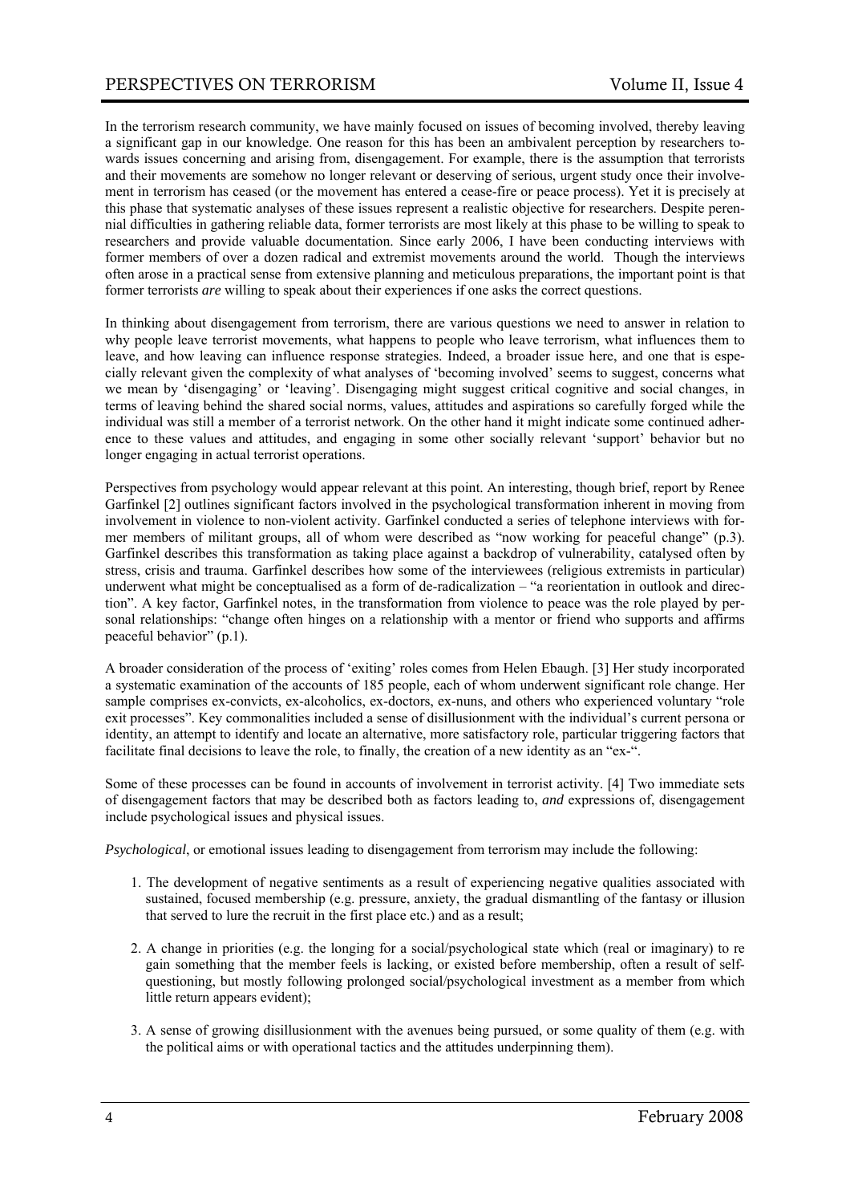In the terrorism research community, we have mainly focused on issues of becoming involved, thereby leaving a significant gap in our knowledge. One reason for this has been an ambivalent perception by researchers towards issues concerning and arising from, disengagement. For example, there is the assumption that terrorists and their movements are somehow no longer relevant or deserving of serious, urgent study once their involvement in terrorism has ceased (or the movement has entered a cease-fire or peace process). Yet it is precisely at this phase that systematic analyses of these issues represent a realistic objective for researchers. Despite perennial difficulties in gathering reliable data, former terrorists are most likely at this phase to be willing to speak to researchers and provide valuable documentation. Since early 2006, I have been conducting interviews with former members of over a dozen radical and extremist movements around the world. Though the interviews often arose in a practical sense from extensive planning and meticulous preparations, the important point is that former terrorists *are* willing to speak about their experiences if one asks the correct questions.

In thinking about disengagement from terrorism, there are various questions we need to answer in relation to why people leave terrorist movements, what happens to people who leave terrorism, what influences them to leave, and how leaving can influence response strategies. Indeed, a broader issue here, and one that is especially relevant given the complexity of what analyses of 'becoming involved' seems to suggest, concerns what we mean by 'disengaging' or 'leaving'. Disengaging might suggest critical cognitive and social changes, in terms of leaving behind the shared social norms, values, attitudes and aspirations so carefully forged while the individual was still a member of a terrorist network. On the other hand it might indicate some continued adherence to these values and attitudes, and engaging in some other socially relevant 'support' behavior but no longer engaging in actual terrorist operations.

Perspectives from psychology would appear relevant at this point. An interesting, though brief, report by Renee Garfinkel [2] outlines significant factors involved in the psychological transformation inherent in moving from involvement in violence to non-violent activity. Garfinkel conducted a series of telephone interviews with former members of militant groups, all of whom were described as "now working for peaceful change" (p.3). Garfinkel describes this transformation as taking place against a backdrop of vulnerability, catalysed often by stress, crisis and trauma. Garfinkel describes how some of the interviewees (religious extremists in particular) underwent what might be conceptualised as a form of de-radicalization – "a reorientation in outlook and direction". A key factor, Garfinkel notes, in the transformation from violence to peace was the role played by personal relationships: "change often hinges on a relationship with a mentor or friend who supports and affirms peaceful behavior" (p.1).

A broader consideration of the process of 'exiting' roles comes from Helen Ebaugh. [3] Her study incorporated a systematic examination of the accounts of 185 people, each of whom underwent significant role change. Her sample comprises ex-convicts, ex-alcoholics, ex-doctors, ex-nuns, and others who experienced voluntary "role exit processes". Key commonalities included a sense of disillusionment with the individual's current persona or identity, an attempt to identify and locate an alternative, more satisfactory role, particular triggering factors that facilitate final decisions to leave the role, to finally, the creation of a new identity as an "ex-".

Some of these processes can be found in accounts of involvement in terrorist activity. [4] Two immediate sets of disengagement factors that may be described both as factors leading to, *and* expressions of, disengagement include psychological issues and physical issues.

*Psychological*, or emotional issues leading to disengagement from terrorism may include the following:

1. The development of negative sentiments as a result of experiencing negative qualities associated with sustained, focused membership (e.g. pressure, anxiety, the gradual dismantling of the fantasy or illusion that served to lure the recruit in the first place etc.) and as a result;

2. A change in priorities (e.g. the longing for a social/psychological state which (real or imaginary) to re gain something that the member feels is lacking, or existed before membership, often a result of self-questioning, but mostly following prolonged social/psychological investment as a member from which little return appears evident);

3. A sense of growing disillusionment with the avenues being pursued, or some quality of them (e.g. with the political aims or with operational tactics and the attitudes underpinning them).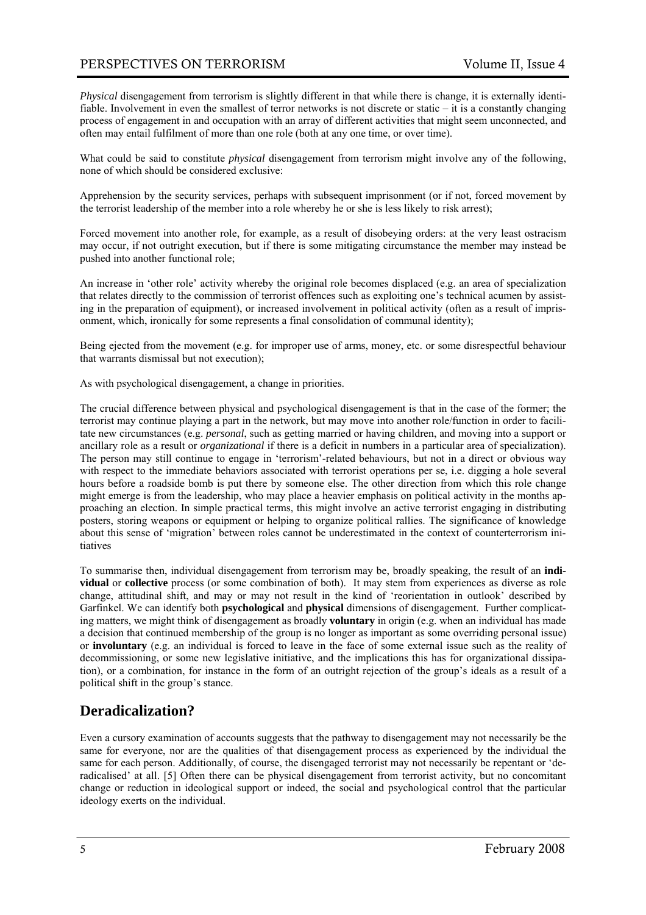*Physical* disengagement from terrorism is slightly different in that while there is change, it is externally identifiable. Involvement in even the smallest of terror networks is not discrete or static – it is a constantly changing process of engagement in and occupation with an array of different activities that might seem unconnected, and often may entail fulfilment of more than one role (both at any one time, or over time).

What could be said to constitute *physical* disengagement from terrorism might involve any of the following, none of which should be considered exclusive:

Apprehension by the security services, perhaps with subsequent imprisonment (or if not, forced movement by the terrorist leadership of the member into a role whereby he or she is less likely to risk arrest);

Forced movement into another role, for example, as a result of disobeying orders: at the very least ostracism may occur, if not outright execution, but if there is some mitigating circumstance the member may instead be pushed into another functional role;

An increase in 'other role' activity whereby the original role becomes displaced (e.g. an area of specialization that relates directly to the commission of terrorist offences such as exploiting one's technical acumen by assisting in the preparation of equipment), or increased involvement in political activity (often as a result of imprisonment, which, ironically for some represents a final consolidation of communal identity);

Being ejected from the movement (e.g. for improper use of arms, money, etc. or some disrespectful behaviour that warrants dismissal but not execution);

As with psychological disengagement, a change in priorities.

The crucial difference between physical and psychological disengagement is that in the case of the former; the terrorist may continue playing a part in the network, but may move into another role/function in order to facilitate new circumstances (e.g. *personal*, such as getting married or having children, and moving into a support or ancillary role as a result or *organizational* if there is a deficit in numbers in a particular area of specialization). The person may still continue to engage in 'terrorism'-related behaviours, but not in a direct or obvious way with respect to the immediate behaviors associated with terrorist operations per se, i.e. digging a hole several hours before a roadside bomb is put there by someone else. The other direction from which this role change might emerge is from the leadership, who may place a heavier emphasis on political activity in the months approaching an election. In simple practical terms, this might involve an active terrorist engaging in distributing posters, storing weapons or equipment or helping to organize political rallies. The significance of knowledge about this sense of 'migration' between roles cannot be underestimated in the context of counterterrorism initiatives

To summarise then, individual disengagement from terrorism may be, broadly speaking, the result of an **individual** or **collective** process (or some combination of both). It may stem from experiences as diverse as role change, attitudinal shift, and may or may not result in the kind of 'reorientation in outlook' described by Garfinkel. We can identify both **psychological** and **physical** dimensions of disengagement. Further complicating matters, we might think of disengagement as broadly **voluntary** in origin (e.g. when an individual has made a decision that continued membership of the group is no longer as important as some overriding personal issue) or **involuntary** (e.g. an individual is forced to leave in the face of some external issue such as the reality of decommissioning, or some new legislative initiative, and the implications this has for organizational dissipation), or a combination, for instance in the form of an outright rejection of the group's ideals as a result of a political shift in the group's stance.

## Deradicalization?

Even a cursory examination of accounts suggests that the pathway to disengagement may not necessarily be the same for everyone, nor are the qualities of that disengagement process as experienced by the individual the same for each person. Additionally, of course, the disengaged terrorist may not necessarily be repentant or 'deradicalised' at all. [5] Often there can be physical disengagement from terrorist activity, but no concomitant change or reduction in ideological support or indeed, the social and psychological control that the particular ideology exerts on the individual.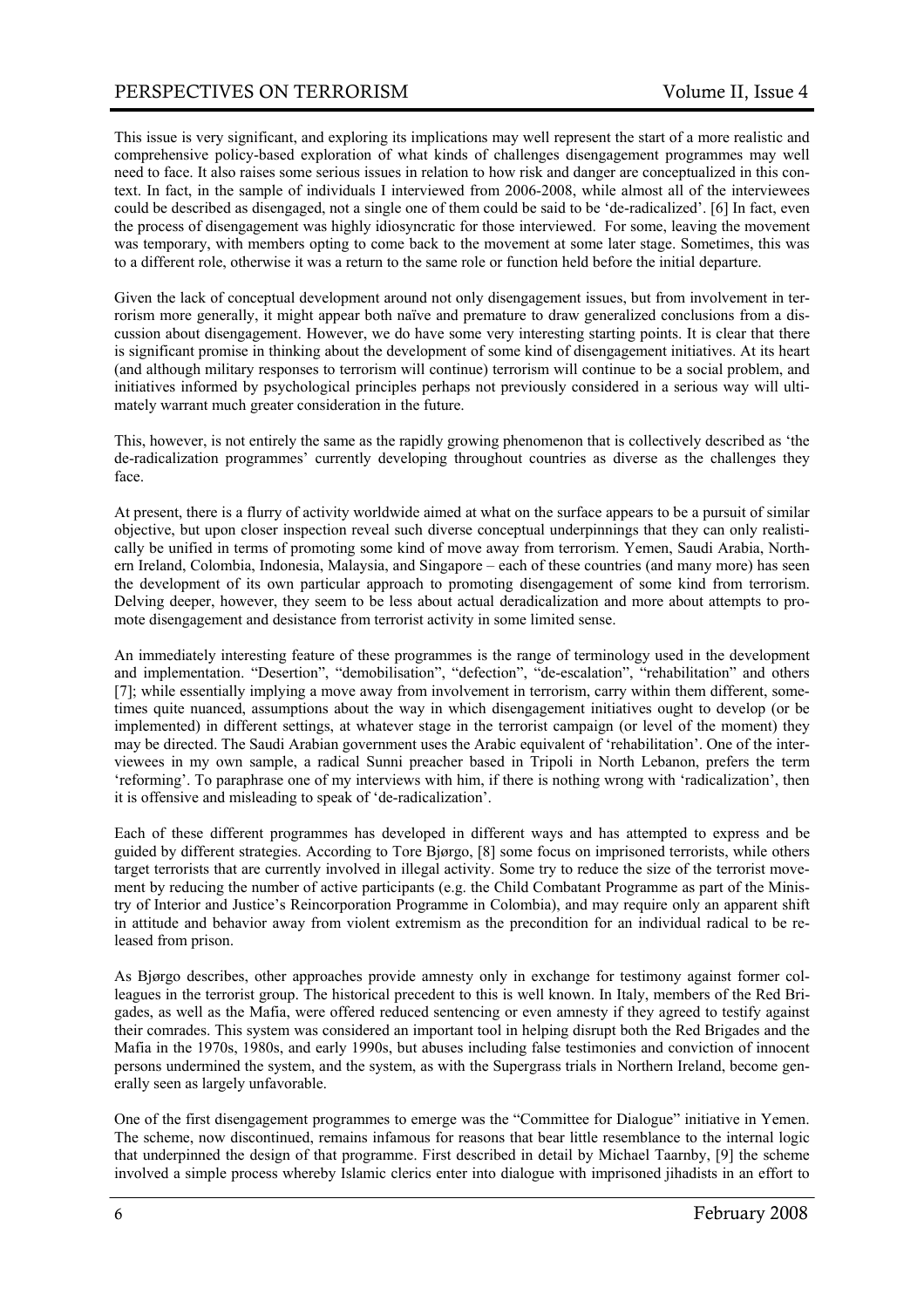This issue is very significant, and exploring its implications may well represent the start of a more realistic and comprehensive policy-based exploration of what kinds of challenges disengagement programmes may well need to face. It also raises some serious issues in relation to how risk and danger are conceptualized in this context. In fact, in the sample of individuals I interviewed from 2006-2008, while almost all of the interviewees could be described as disengaged, not a single one of them could be said to be 'de-radicalized'. [6] In fact, even the process of disengagement was highly idiosyncratic for those interviewed. For some, leaving the movement was temporary, with members opting to come back to the movement at some later stage. Sometimes, this was to a different role, otherwise it was a return to the same role or function held before the initial departure.

Given the lack of conceptual development around not only disengagement issues, but from involvement in terrorism more generally, it might appear both naïve and premature to draw generalized conclusions from a discussion about disengagement. However, we do have some very interesting starting points. It is clear that there is significant promise in thinking about the development of some kind of disengagement initiatives. At its heart (and although military responses to terrorism will continue) terrorism will continue to be a social problem, and initiatives informed by psychological principles perhaps not previously considered in a serious way will ultimately warrant much greater consideration in the future.

This, however, is not entirely the same as the rapidly growing phenomenon that is collectively described as 'the de-radicalization programmes' currently developing throughout countries as diverse as the challenges they face.

At present, there is a flurry of activity worldwide aimed at what on the surface appears to be a pursuit of similar objective, but upon closer inspection reveal such diverse conceptual underpinnings that they can only realistically be unified in terms of promoting some kind of move away from terrorism. Yemen, Saudi Arabia, Northern Ireland, Colombia, Indonesia, Malaysia, and Singapore – each of these countries (and many more) has seen the development of its own particular approach to promoting disengagement of some kind from terrorism. Delving deeper, however, they seem to be less about actual deradicalization and more about attempts to promote disengagement and desistance from terrorist activity in some limited sense.

An immediately interesting feature of these programmes is the range of terminology used in the development and implementation. "Desertion", "demobilisation", "defection", "de-escalation", "rehabilitation" and others [7]; while essentially implying a move away from involvement in terrorism, carry within them different, sometimes quite nuanced, assumptions about the way in which disengagement initiatives ought to develop (or be implemented) in different settings, at whatever stage in the terrorist campaign (or level of the moment) they may be directed. The Saudi Arabian government uses the Arabic equivalent of 'rehabilitation'. One of the interviewees in my own sample, a radical Sunni preacher based in Tripoli in North Lebanon, prefers the term 'reforming'. To paraphrase one of my interviews with him, if there is nothing wrong with 'radicalization', then it is offensive and misleading to speak of 'de-radicalization'.

Each of these different programmes has developed in different ways and has attempted to express and be guided by different strategies. According to Tore Bjørgo, [8] some focus on imprisoned terrorists, while others target terrorists that are currently involved in illegal activity. Some try to reduce the size of the terrorist movement by reducing the number of active participants (e.g. the Child Combatant Programme as part of the Ministry of Interior and Justice's Reincorporation Programme in Colombia), and may require only an apparent shift in attitude and behavior away from violent extremism as the precondition for an individual radical to be released from prison.

As Bjørgo describes, other approaches provide amnesty only in exchange for testimony against former colleagues in the terrorist group. The historical precedent to this is well known. In Italy, members of the Red Brigades, as well as the Mafia, were offered reduced sentencing or even amnesty if they agreed to testify against their comrades. This system was considered an important tool in helping disrupt both the Red Brigades and the Mafia in the 1970s, 1980s, and early 1990s, but abuses including false testimonies and conviction of innocent persons undermined the system, and the system, as with the Supergrass trials in Northern Ireland, become generally seen as largely unfavorable.

One of the first disengagement programmes to emerge was the "Committee for Dialogue" initiative in Yemen. The scheme, now discontinued, remains infamous for reasons that bear little resemblance to the internal logic that underpinned the design of that programme. First described in detail by Michael Taarnby, [9] the scheme involved a simple process whereby Islamic clerics enter into dialogue with imprisoned jihadists in an effort to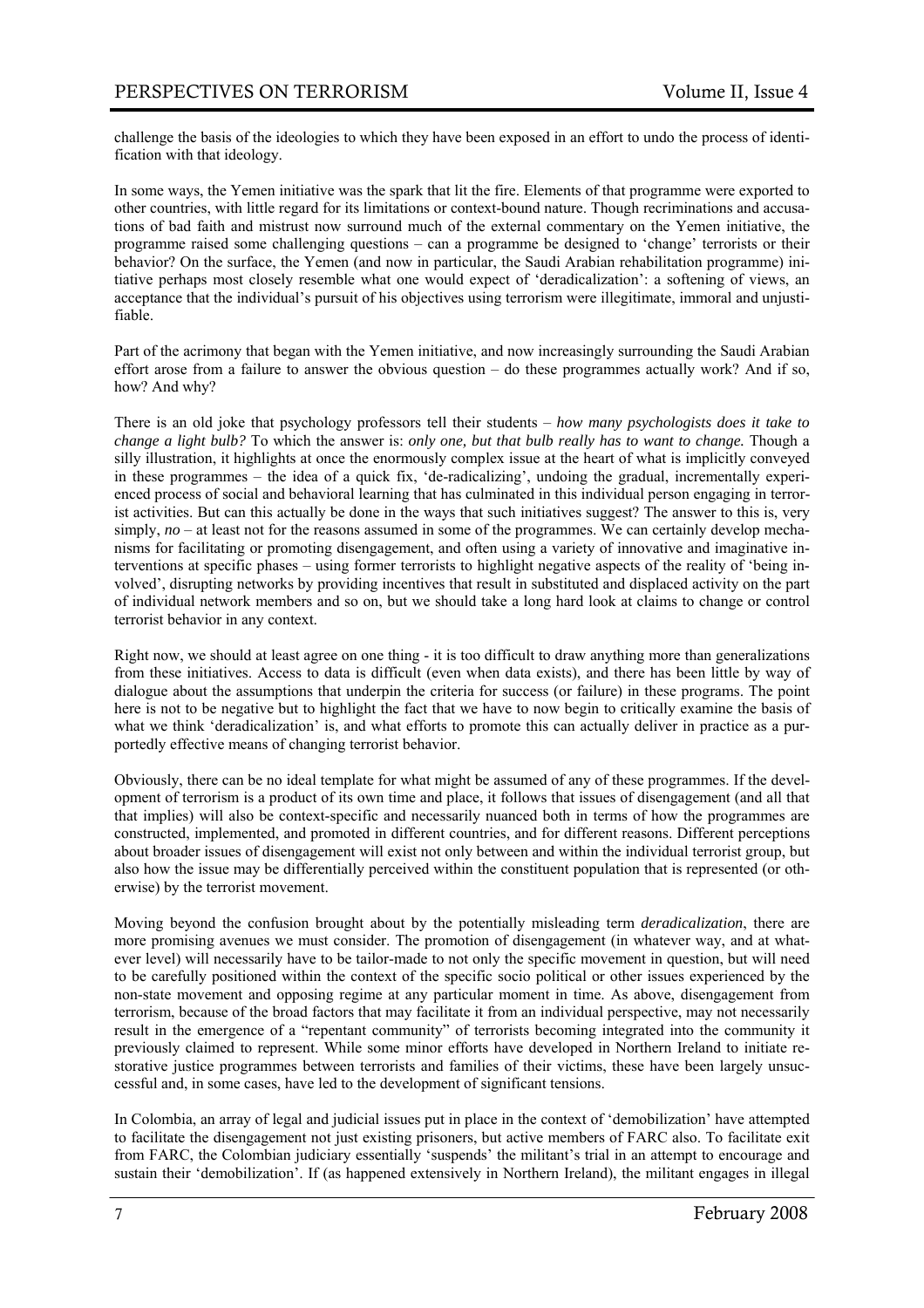challenge the basis of the ideologies to which they have been exposed in an effort to undo the process of identification with that ideology.

In some ways, the Yemen initiative was the spark that lit the fire. Elements of that programme were exported to other countries, with little regard for its limitations or context-bound nature. Though recriminations and accusations of bad faith and mistrust now surround much of the external commentary on the Yemen initiative, the programme raised some challenging questions – can a programme be designed to 'change' terrorists or their behavior? On the surface, the Yemen (and now in particular, the Saudi Arabian rehabilitation programme) initiative perhaps most closely resemble what one would expect of 'deradicalization': a softening of views, an acceptance that the individual's pursuit of his objectives using terrorism were illegitimate, immoral and unjustifiable.

Part of the acrimony that began with the Yemen initiative, and now increasingly surrounding the Saudi Arabian effort arose from a failure to answer the obvious question – do these programmes actually work? And if so, how? And why?

There is an old joke that psychology professors tell their students – *how many psychologists does it take to change a light bulb?* To which the answer is: *only one, but that bulb really has to want to change.* Though a silly illustration, it highlights at once the enormously complex issue at the heart of what is implicitly conveyed in these programmes – the idea of a quick fix, 'de-radicalizing', undoing the gradual, incrementally experienced process of social and behavioral learning that has culminated in this individual person engaging in terrorist activities. But can this actually be done in the ways that such initiatives suggest? The answer to this is, very simply, *no* – at least not for the reasons assumed in some of the programmes. We can certainly develop mechanisms for facilitating or promoting disengagement, and often using a variety of innovative and imaginative interventions at specific phases – using former terrorists to highlight negative aspects of the reality of 'being involved', disrupting networks by providing incentives that result in substituted and displaced activity on the part of individual network members and so on, but we should take a long hard look at claims to change or control terrorist behavior in any context.

Right now, we should at least agree on one thing - it is too difficult to draw anything more than generalizations from these initiatives. Access to data is difficult (even when data exists), and there has been little by way of dialogue about the assumptions that underpin the criteria for success (or failure) in these programs. The point here is not to be negative but to highlight the fact that we have to now begin to critically examine the basis of what we think 'deradicalization' is, and what efforts to promote this can actually deliver in practice as a purportedly effective means of changing terrorist behavior.

Obviously, there can be no ideal template for what might be assumed of any of these programmes. If the development of terrorism is a product of its own time and place, it follows that issues of disengagement (and all that that implies) will also be context-specific and necessarily nuanced both in terms of how the programmes are constructed, implemented, and promoted in different countries, and for different reasons. Different perceptions about broader issues of disengagement will exist not only between and within the individual terrorist group, but also how the issue may be differentially perceived within the constituent population that is represented (or otherwise) by the terrorist movement.

Moving beyond the confusion brought about by the potentially misleading term *deradicalization*, there are more promising avenues we must consider. The promotion of disengagement (in whatever way, and at whatever level) will necessarily have to be tailor-made to not only the specific movement in question, but will need to be carefully positioned within the context of the specific socio political or other issues experienced by the non-state movement and opposing regime at any particular moment in time. As above, disengagement from terrorism, because of the broad factors that may facilitate it from an individual perspective, may not necessarily result in the emergence of a "repentant community" of terrorists becoming integrated into the community it previously claimed to represent. While some minor efforts have developed in Northern Ireland to initiate restorative justice programmes between terrorists and families of their victims, these have been largely unsuccessful and, in some cases, have led to the development of significant tensions.

In Colombia, an array of legal and judicial issues put in place in the context of 'demobilization' have attempted to facilitate the disengagement not just existing prisoners, but active members of FARC also. To facilitate exit from FARC, the Colombian judiciary essentially 'suspends' the militant's trial in an attempt to encourage and sustain their 'demobilization'. If (as happened extensively in Northern Ireland), the militant engages in illegal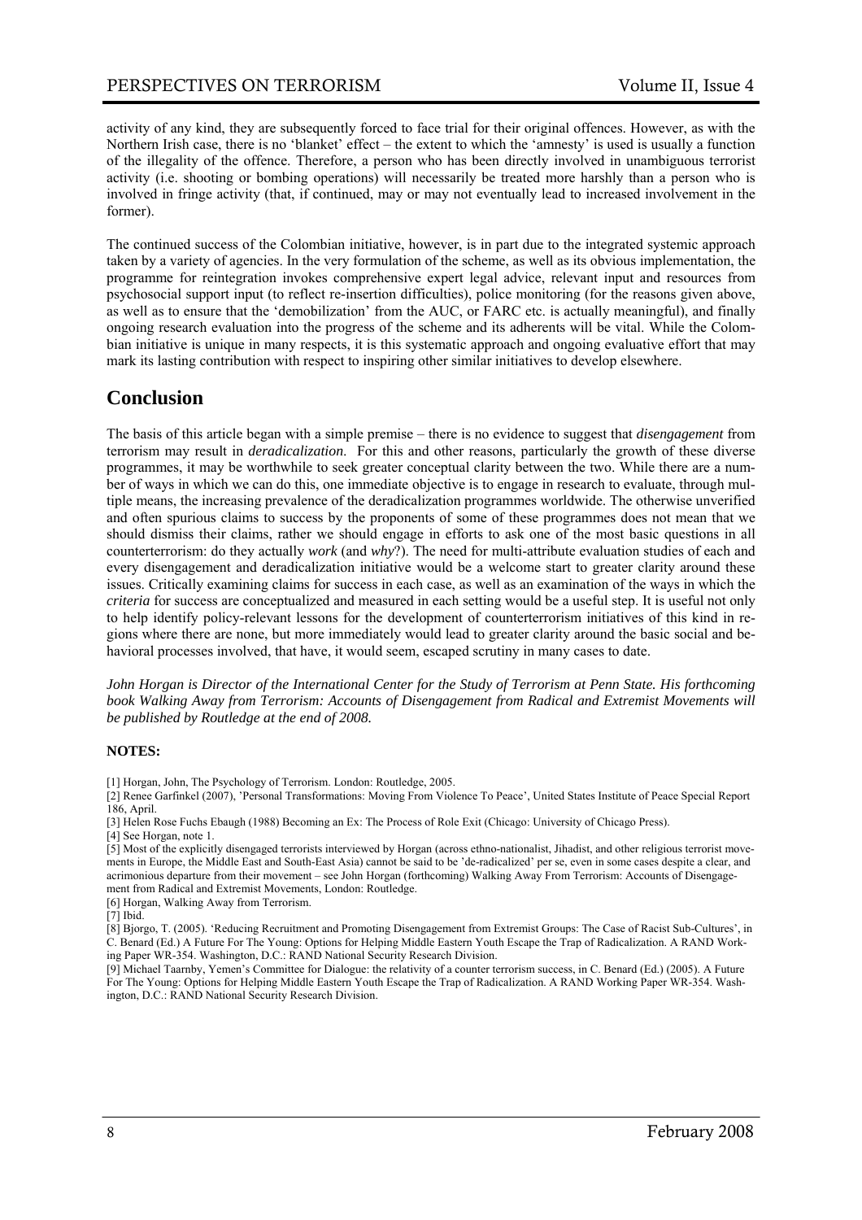activity of any kind, they are subsequently forced to face trial for their original offences. However, as with the Northern Irish case, there is no 'blanket' effect – the extent to which the 'amnesty' is used is usually a function of the illegality of the offence. Therefore, a person who has been directly involved in unambiguous terrorist activity (i.e. shooting or bombing operations) will necessarily be treated more harshly than a person who is involved in fringe activity (that, if continued, may or may not eventually lead to increased involvement in the former).

The continued success of the Colombian initiative, however, is in part due to the integrated systemic approach taken by a variety of agencies. In the very formulation of the scheme, as well as its obvious implementation, the programme for reintegration invokes comprehensive expert legal advice, relevant input and resources from psychosocial support input (to reflect re-insertion difficulties), police monitoring (for the reasons given above, as well as to ensure that the 'demobilization' from the AUC, or FARC etc. is actually meaningful), and finally ongoing research evaluation into the progress of the scheme and its adherents will be vital. While the Colombian initiative is unique in many respects, it is this systematic approach and ongoing evaluative effort that may mark its lasting contribution with respect to inspiring other similar initiatives to develop elsewhere.

## Conclusion

The basis of this article began with a simple premise – there is no evidence to suggest that *disengagement* from terrorism may result in *deradicalization*. For this and other reasons, particularly the growth of these diverse programmes, it may be worthwhile to seek greater conceptual clarity between the two. While there are a number of ways in which we can do this, one immediate objective is to engage in research to evaluate, through multiple means, the increasing prevalence of the deradicalization programmes worldwide. The otherwise unverified and often spurious claims to success by the proponents of some of these programmes does not mean that we should dismiss their claims, rather we should engage in efforts to ask one of the most basic questions in all counterterrorism: do they actually *work* (and *why*?). The need for multi-attribute evaluation studies of each and every disengagement and deradicalization initiative would be a welcome start to greater clarity around these issues. Critically examining claims for success in each case, as well as an examination of the ways in which the *criteria* for success are conceptualized and measured in each setting would be a useful step. It is useful not only to help identify policy-relevant lessons for the development of counterterrorism initiatives of this kind in regions where there are none, but more immediately would lead to greater clarity around the basic social and behavioral processes involved, that have, it would seem, escaped scrutiny in many cases to date.

*John Horgan is Director of the International Center for the Study of Terrorism at Penn State. His forthcoming book Walking Away from Terrorism: Accounts of Disengagement from Radical and Extremist Movements will be published by Routledge at the end of 2008.*

**NOTES:**

[1] Horgan, John, The Psychology of Terrorism. London: Routledge, 2005.

[2] Renee Garfinkel (2007), 'Personal Transformations: Moving From Violence To Peace', United States Institute of Peace Special Report 186, April.

[3] Helen Rose Fuchs Ebaugh (1988) Becoming an Ex: The Process of Role Exit (Chicago: University of Chicago Press).

[4] See Horgan, note 1.

[5] Most of the explicitly disengaged terrorists interviewed by Horgan (across ethno-nationalist, Jihadist, and other religious terrorist movements in Europe, the Middle East and South-East Asia) cannot be said to be 'de-radicalized' per se, even in some cases despite a clear, and acrimonious departure from their movement – see John Horgan (forthcoming) Walking Away From Terrorism: Accounts of Disengagement from Radical and Extremist Movements, London: Routledge.

[6] Horgan, Walking Away from Terrorism.

[7] Ibid.

[8] Bjorgo, T. (2005). 'Reducing Recruitment and Promoting Disengagement from Extremist Groups: The Case of Racist Sub-Cultures', in C. Benard (Ed.) A Future For The Young: Options for Helping Middle Eastern Youth Escape the Trap of Radicalization. A RAND Working Paper WR-354. Washington, D.C.: RAND National Security Research Division.

[9] Michael Taarnby, Yemen's Committee for Dialogue: the relativity of a counter terrorism success, in C. Benard (Ed.) (2005). A Future For The Young: Options for Helping Middle Eastern Youth Escape the Trap of Radicalization. A RAND Working Paper WR-354. Washington, D.C.: RAND National Security Research Division.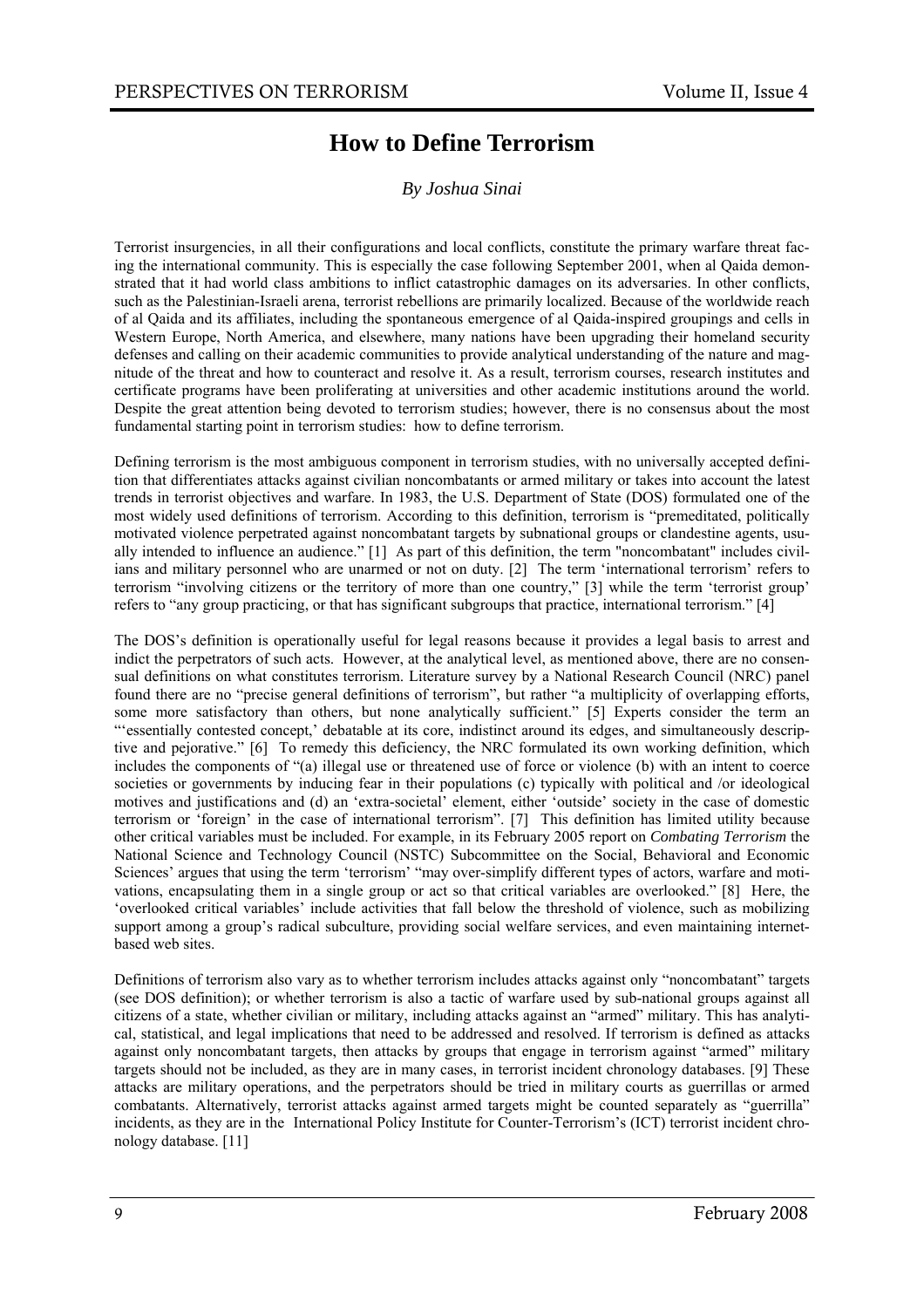# How to Define Terrorism

*By Joshua Sinai*

Terrorist insurgencies, in all their configurations and local conflicts, constitute the primary warfare threat facing the international community. This is especially the case following September 2001, when al Qaida demonstrated that it had world class ambitions to inflict catastrophic damages on its adversaries. In other conflicts, such as the Palestinian-Israeli arena, terrorist rebellions are primarily localized. Because of the worldwide reach of al Qaida and its affiliates, including the spontaneous emergence of al Qaida-inspired groupings and cells in Western Europe, North America, and elsewhere, many nations have been upgrading their homeland security defenses and calling on their academic communities to provide analytical understanding of the nature and magnitude of the threat and how to counteract and resolve it. As a result, terrorism courses, research institutes and certificate programs have been proliferating at universities and other academic institutions around the world. Despite the great attention being devoted to terrorism studies; however, there is no consensus about the most fundamental starting point in terrorism studies: how to define terrorism.

Defining terrorism is the most ambiguous component in terrorism studies, with no universally accepted definition that differentiates attacks against civilian noncombatants or armed military or takes into account the latest trends in terrorist objectives and warfare. In 1983, the U.S. Department of State (DOS) formulated one of the most widely used definitions of terrorism. According to this definition, terrorism is "premeditated, politically motivated violence perpetrated against noncombatant targets by subnational groups or clandestine agents, usually intended to influence an audience." [1] As part of this definition, the term "noncombatant" includes civilians and military personnel who are unarmed or not on duty. [2] The term 'international terrorism' refers to terrorism "involving citizens or the territory of more than one country," [3] while the term 'terrorist group' refers to "any group practicing, or that has significant subgroups that practice, international terrorism." [4]

The DOS's definition is operationally useful for legal reasons because it provides a legal basis to arrest and indict the perpetrators of such acts. However, at the analytical level, as mentioned above, there are no consensual definitions on what constitutes terrorism. Literature survey by a National Research Council (NRC) panel found there are no "precise general definitions of terrorism", but rather "a multiplicity of overlapping efforts, some more satisfactory than others, but none analytically sufficient." [5] Experts consider the term an "'essentially contested concept,' debatable at its core, indistinct around its edges, and simultaneously descriptive and pejorative." [6] To remedy this deficiency, the NRC formulated its own working definition, which includes the components of "(a) illegal use or threatened use of force or violence (b) with an intent to coerce societies or governments by inducing fear in their populations (c) typically with political and /or ideological motives and justifications and (d) an 'extra-societal' element, either 'outside' society in the case of domestic terrorism or 'foreign' in the case of international terrorism". [7] This definition has limited utility because other critical variables must be included. For example, in its February 2005 report on *Combating Terrorism* the National Science and Technology Council (NSTC) Subcommittee on the Social, Behavioral and Economic Sciences' argues that using the term 'terrorism' "may over-simplify different types of actors, warfare and motivations, encapsulating them in a single group or act so that critical variables are overlooked." [8] Here, the 'overlooked critical variables' include activities that fall below the threshold of violence, such as mobilizing support among a group's radical subculture, providing social welfare services, and even maintaining internet-based web sites.

Definitions of terrorism also vary as to whether terrorism includes attacks against only "noncombatant" targets (see DOS definition); or whether terrorism is also a tactic of warfare used by sub-national groups against all citizens of a state, whether civilian or military, including attacks against an "armed" military. This has analytical, statistical, and legal implications that need to be addressed and resolved. If terrorism is defined as attacks against only noncombatant targets, then attacks by groups that engage in terrorism against "armed" military targets should not be included, as they are in many cases, in terrorist incident chronology databases. [9] These attacks are military operations, and the perpetrators should be tried in military courts as guerrillas or armed combatants. Alternatively, terrorist attacks against armed targets might be counted separately as "guerrilla" incidents, as they are in the International Policy Institute for Counter-Terrorism's (ICT) terrorist incident chronology database. [11]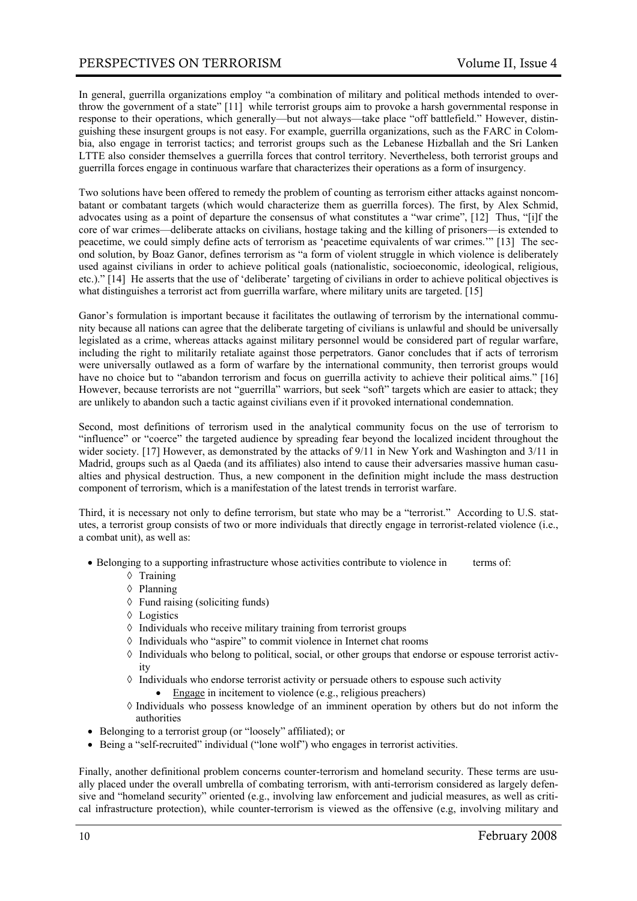In general, guerrilla organizations employ "a combination of military and political methods intended to overthrow the government of a state" [11] while terrorist groups aim to provoke a harsh governmental response in response to their operations, which generally—but not always—take place "off battlefield." However, distinguishing these insurgent groups is not easy. For example, guerrilla organizations, such as the FARC in Colombia, also engage in terrorist tactics; and terrorist groups such as the Lebanese Hizballah and the Sri Lanken LTTE also consider themselves a guerrilla forces that control territory. Nevertheless, both terrorist groups and guerrilla forces engage in continuous warfare that characterizes their operations as a form of insurgency.

Two solutions have been offered to remedy the problem of counting as terrorism either attacks against noncombatant or combatant targets (which would characterize them as guerrilla forces). The first, by Alex Schmid, advocates using as a point of departure the consensus of what constitutes a "war crime", [12] Thus, "[i]f the core of war crimes—deliberate attacks on civilians, hostage taking and the killing of prisoners—is extended to peacetime, we could simply define acts of terrorism as 'peacetime equivalents of war crimes.'" [13] The second solution, by Boaz Ganor, defines terrorism as "a form of violent struggle in which violence is deliberately used against civilians in order to achieve political goals (nationalistic, socioeconomic, ideological, religious, etc.)." [14] He asserts that the use of 'deliberate' targeting of civilians in order to achieve political objectives is what distinguishes a terrorist act from guerrilla warfare, where military units are targeted. [15]

Ganor's formulation is important because it facilitates the outlawing of terrorism by the international community because all nations can agree that the deliberate targeting of civilians is unlawful and should be universally legislated as a crime, whereas attacks against military personnel would be considered part of regular warfare, including the right to militarily retaliate against those perpetrators. Ganor concludes that if acts of terrorism were universally outlawed as a form of warfare by the international community, then terrorist groups would have no choice but to "abandon terrorism and focus on guerrilla activity to achieve their political aims." [16] However, because terrorists are not "guerrilla" warriors, but seek "soft" targets which are easier to attack; they are unlikely to abandon such a tactic against civilians even if it provoked international condemnation.

Second, most definitions of terrorism used in the analytical community focus on the use of terrorism to "influence" or "coerce" the targeted audience by spreading fear beyond the localized incident throughout the wider society. [17] However, as demonstrated by the attacks of 9/11 in New York and Washington and 3/11 in Madrid, groups such as al Qaeda (and its affiliates) also intend to cause their adversaries massive human casualties and physical destruction. Thus, a new component in the definition might include the mass destruction component of terrorism, which is a manifestation of the latest trends in terrorist warfare.

Third, it is necessary not only to define terrorism, but state who may be a "terrorist." According to U.S. statutes, a terrorist group consists of two or more individuals that directly engage in terrorist-related violence (i.e., a combat unit), as well as:

- Belonging to a supporting infrastructure whose activities contribute to violence in terms of:
  - ◊ Training
  - ◊ Planning
  - ◊ Fund raising (soliciting funds)
  - ◊ Logistics
  - ◊ Individuals who receive military training from terrorist groups
  - ◊ Individuals who "aspire" to commit violence in Internet chat rooms
  - ◊ Individuals who belong to political, social, or other groups that endorse or espouse terrorist activity
  - ◊ Individuals who endorse terrorist activity or persuade others to espouse such activity
    - <u>Engage</u> in incitement to violence (e.g., religious preachers)
  - ◊ Individuals who possess knowledge of an imminent operation by others but do not inform the authorities
- Belonging to a terrorist group (or "loosely" affiliated); or
- Being a "self-recruited" individual ("lone wolf") who engages in terrorist activities.

Finally, another definitional problem concerns counter-terrorism and homeland security. These terms are usually placed under the overall umbrella of combating terrorism, with anti-terrorism considered as largely defensive and "homeland security" oriented (e.g., involving law enforcement and judicial measures, as well as critical infrastructure protection), while counter-terrorism is viewed as the offensive (e.g, involving military and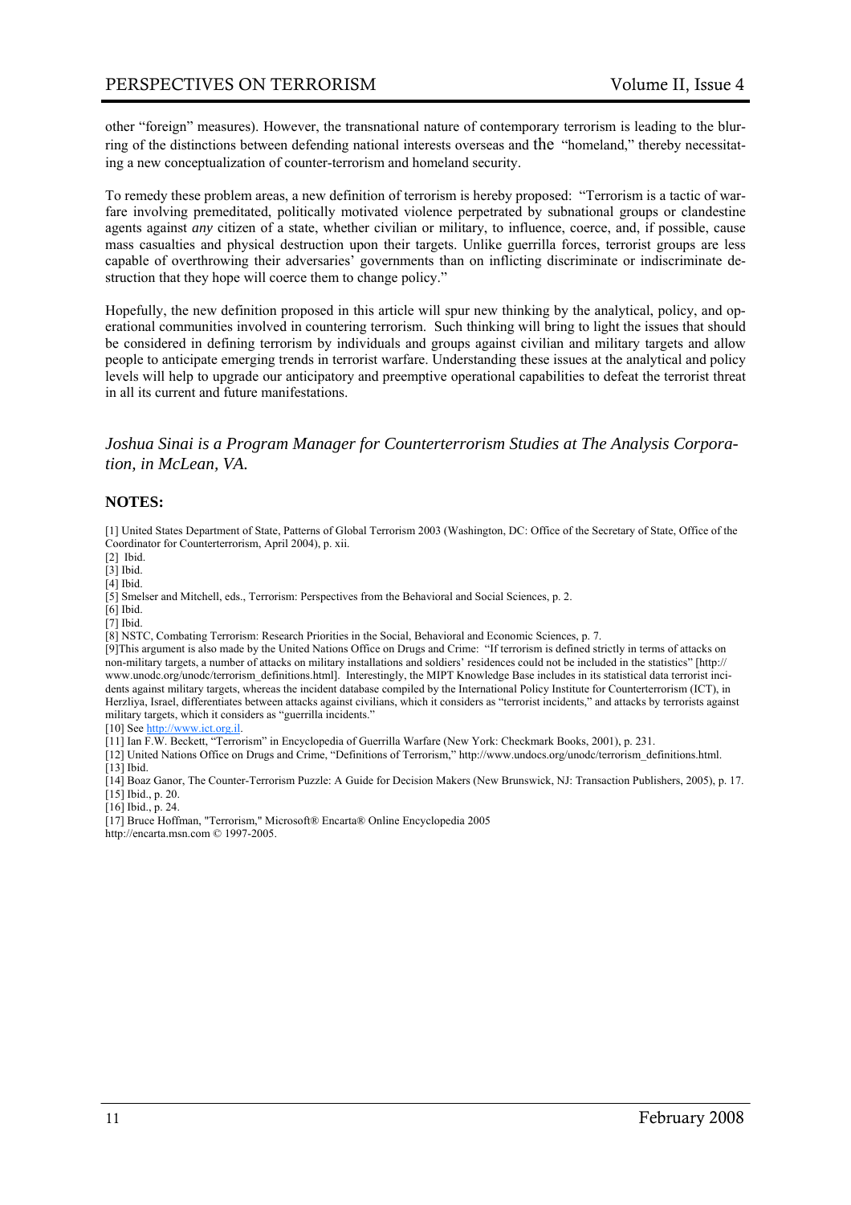other "foreign" measures). However, the transnational nature of contemporary terrorism is leading to the blurring of the distinctions between defending national interests overseas and the "homeland," thereby necessitating a new conceptualization of counter-terrorism and homeland security.

To remedy these problem areas, a new definition of terrorism is hereby proposed: "Terrorism is a tactic of warfare involving premeditated, politically motivated violence perpetrated by subnational groups or clandestine agents against *any* citizen of a state, whether civilian or military, to influence, coerce, and, if possible, cause mass casualties and physical destruction upon their targets. Unlike guerrilla forces, terrorist groups are less capable of overthrowing their adversaries' governments than on inflicting discriminate or indiscriminate destruction that they hope will coerce them to change policy."

Hopefully, the new definition proposed in this article will spur new thinking by the analytical, policy, and operational communities involved in countering terrorism. Such thinking will bring to light the issues that should be considered in defining terrorism by individuals and groups against civilian and military targets and allow people to anticipate emerging trends in terrorist warfare. Understanding these issues at the analytical and policy levels will help to upgrade our anticipatory and preemptive operational capabilities to defeat the terrorist threat in all its current and future manifestations.

*Joshua Sinai is a Program Manager for Counterterrorism Studies at The Analysis Corporation, in McLean, VA.*

**NOTES:**

[1] United States Department of State, Patterns of Global Terrorism 2003 (Washington, DC: Office of the Secretary of State, Office of the Coordinator for Counterterrorism, April 2004), p. xii.
[2] Ibid.
[3] Ibid.
[4] Ibid.
[5] Smelser and Mitchell, eds., Terrorism: Perspectives from the Behavioral and Social Sciences, p. 2.
[6] Ibid.
[7] Ibid.
[8] NSTC, Combating Terrorism: Research Priorities in the Social, Behavioral and Economic Sciences, p. 7.
[9]This argument is also made by the United Nations Office on Drugs and Crime: "If terrorism is defined strictly in terms of attacks on non-military targets, a number of attacks on military installations and soldiers' residences could not be included in the statistics" [http://www.unodc.org/unodc/terrorism_definitions.html]. Interestingly, the MIPT Knowledge Base includes in its statistical data terrorist incidents against military targets, whereas the incident database compiled by the International Policy Institute for Counterterrorism (ICT), in Herzliya, Israel, differentiates between attacks against civilians, which it considers as "terrorist incidents," and attacks by terrorists against military targets, which it considers as "guerrilla incidents."
[10] See http://www.ict.org.il.
[11] Ian F.W. Beckett, "Terrorism" in Encyclopedia of Guerrilla Warfare (New York: Checkmark Books, 2001), p. 231.
[12] United Nations Office on Drugs and Crime, "Definitions of Terrorism," http://www.undocs.org/unodc/terrorism_definitions.html.
[13] Ibid.
[14] Boaz Ganor, The Counter-Terrorism Puzzle: A Guide for Decision Makers (New Brunswick, NJ: Transaction Publishers, 2005), p. 17.
[15] Ibid., p. 20.
[16] Ibid., p. 24.
[17] Bruce Hoffman, "Terrorism," Microsoft® Encarta® Online Encyclopedia 2005 http://encarta.msn.com © 1997-2005.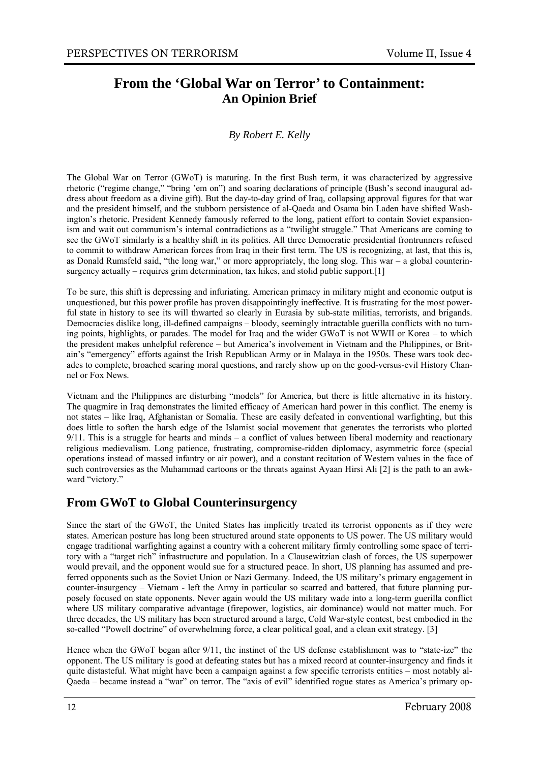# From the 'Global War on Terror' to Containment: An Opinion Brief

*By Robert E. Kelly*

The Global War on Terror (GWoT) is maturing. In the first Bush term, it was characterized by aggressive rhetoric ("regime change," "bring 'em on") and soaring declarations of principle (Bush's second inaugural address about freedom as a divine gift). But the day-to-day grind of Iraq, collapsing approval figures for that war and the president himself, and the stubborn persistence of al-Qaeda and Osama bin Laden have shifted Washington's rhetoric. President Kennedy famously referred to the long, patient effort to contain Soviet expansionism and wait out communism's internal contradictions as a "twilight struggle." That Americans are coming to see the GWoT similarly is a healthy shift in its politics. All three Democratic presidential frontrunners refused to commit to withdraw American forces from Iraq in their first term. The US is recognizing, at last, that this is, as Donald Rumsfeld said, "the long war," or more appropriately, the long slog. This war – a global counterinsurgency actually – requires grim determination, tax hikes, and stolid public support.[1]

To be sure, this shift is depressing and infuriating. American primacy in military might and economic output is unquestioned, but this power profile has proven disappointingly ineffective. It is frustrating for the most powerful state in history to see its will thwarted so clearly in Eurasia by sub-state militias, terrorists, and brigands. Democracies dislike long, ill-defined campaigns – bloody, seemingly intractable guerilla conflicts with no turning points, highlights, or parades. The model for Iraq and the wider GWoT is not WWII or Korea – to which the president makes unhelpful reference – but America's involvement in Vietnam and the Philippines, or Britain's "emergency" efforts against the Irish Republican Army or in Malaya in the 1950s. These wars took decades to complete, broached searing moral questions, and rarely show up on the good-versus-evil History Channel or Fox News.

Vietnam and the Philippines are disturbing "models" for America, but there is little alternative in its history. The quagmire in Iraq demonstrates the limited efficacy of American hard power in this conflict. The enemy is not states – like Iraq, Afghanistan or Somalia. These are easily defeated in conventional warfighting, but this does little to soften the harsh edge of the Islamist social movement that generates the terrorists who plotted 9/11. This is a struggle for hearts and minds – a conflict of values between liberal modernity and reactionary religious medievalism. Long patience, frustrating, compromise-ridden diplomacy, asymmetric force (special operations instead of massed infantry or air power), and a constant recitation of Western values in the face of such controversies as the Muhammad cartoons or the threats against Ayaan Hirsi Ali [2] is the path to an awkward "victory."

## From GWoT to Global Counterinsurgency

Since the start of the GWoT, the United States has implicitly treated its terrorist opponents as if they were states. American posture has long been structured around state opponents to US power. The US military would engage traditional warfighting against a country with a coherent military firmly controlling some space of territory with a "target rich" infrastructure and population. In a Clausewitzian clash of forces, the US superpower would prevail, and the opponent would sue for a structured peace. In short, US planning has assumed and preferred opponents such as the Soviet Union or Nazi Germany. Indeed, the US military's primary engagement in counter-insurgency – Vietnam - left the Army in particular so scarred and battered, that future planning purposely focused on state opponents. Never again would the US military wade into a long-term guerilla conflict where US military comparative advantage (firepower, logistics, air dominance) would not matter much. For three decades, the US military has been structured around a large, Cold War-style contest, best embodied in the so-called "Powell doctrine" of overwhelming force, a clear political goal, and a clean exit strategy. [3]

Hence when the GWoT began after 9/11, the instinct of the US defense establishment was to "state-ize" the opponent. The US military is good at defeating states but has a mixed record at counter-insurgency and finds it quite distasteful. What might have been a campaign against a few specific terrorists entities – most notably al-Qaeda – became instead a "war" on terror. The "axis of evil" identified rogue states as America's primary op-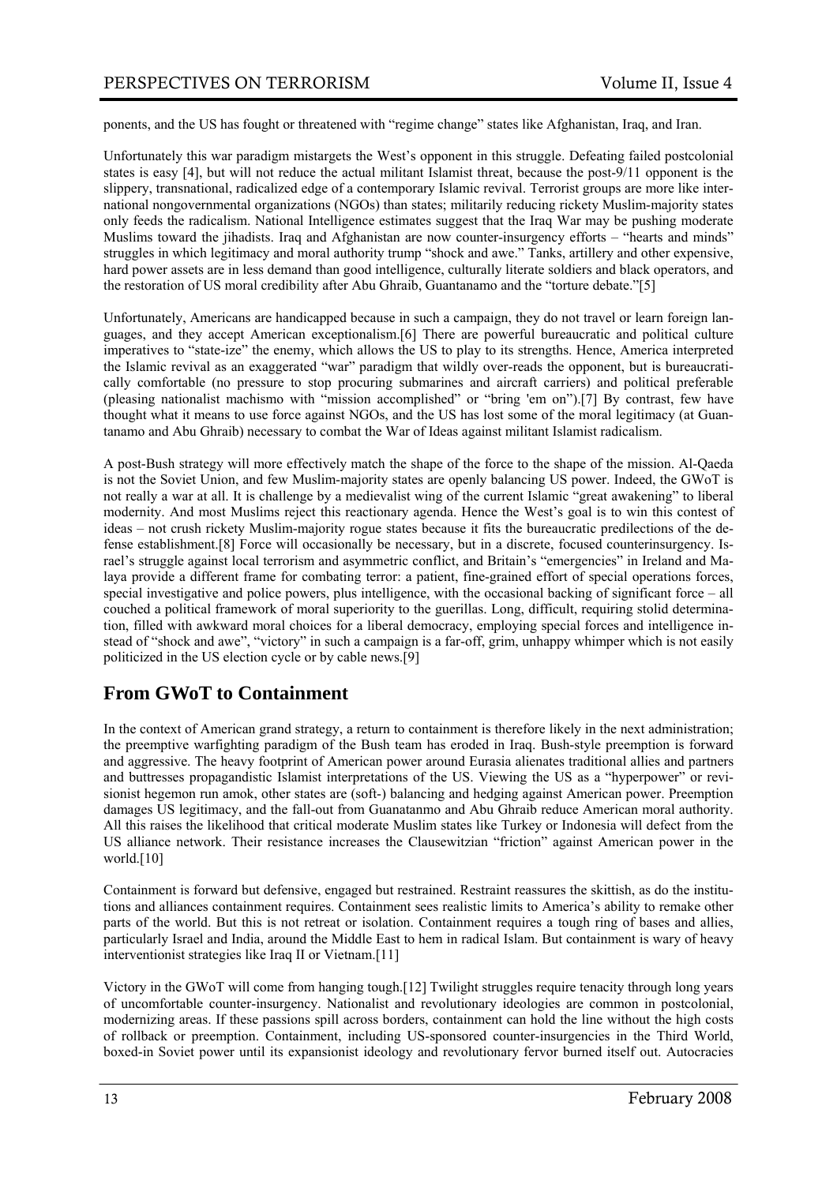ponents, and the US has fought or threatened with "regime change" states like Afghanistan, Iraq, and Iran.

Unfortunately this war paradigm mistargets the West's opponent in this struggle. Defeating failed postcolonial states is easy [4], but will not reduce the actual militant Islamist threat, because the post-9/11 opponent is the slippery, transnational, radicalized edge of a contemporary Islamic revival. Terrorist groups are more like international nongovernmental organizations (NGOs) than states; militarily reducing rickety Muslim-majority states only feeds the radicalism. National Intelligence estimates suggest that the Iraq War may be pushing moderate Muslims toward the jihadists. Iraq and Afghanistan are now counter-insurgency efforts – "hearts and minds" struggles in which legitimacy and moral authority trump "shock and awe." Tanks, artillery and other expensive, hard power assets are in less demand than good intelligence, culturally literate soldiers and black operators, and the restoration of US moral credibility after Abu Ghraib, Guantanamo and the "torture debate."[5]

Unfortunately, Americans are handicapped because in such a campaign, they do not travel or learn foreign languages, and they accept American exceptionalism.[6] There are powerful bureaucratic and political culture imperatives to "state-ize" the enemy, which allows the US to play to its strengths. Hence, America interpreted the Islamic revival as an exaggerated "war" paradigm that wildly over-reads the opponent, but is bureaucratically comfortable (no pressure to stop procuring submarines and aircraft carriers) and political preferable (pleasing nationalist machismo with "mission accomplished" or "bring 'em on").[7] By contrast, few have thought what it means to use force against NGOs, and the US has lost some of the moral legitimacy (at Guantanamo and Abu Ghraib) necessary to combat the War of Ideas against militant Islamist radicalism.

A post-Bush strategy will more effectively match the shape of the force to the shape of the mission. Al-Qaeda is not the Soviet Union, and few Muslim-majority states are openly balancing US power. Indeed, the GWoT is not really a war at all. It is challenge by a medievalist wing of the current Islamic "great awakening" to liberal modernity. And most Muslims reject this reactionary agenda. Hence the West's goal is to win this contest of ideas – not crush rickety Muslim-majority rogue states because it fits the bureaucratic predilections of the defense establishment.[8] Force will occasionally be necessary, but in a discrete, focused counterinsurgency. Israel's struggle against local terrorism and asymmetric conflict, and Britain's "emergencies" in Ireland and Malaya provide a different frame for combating terror: a patient, fine-grained effort of special operations forces, special investigative and police powers, plus intelligence, with the occasional backing of significant force – all couched a political framework of moral superiority to the guerillas. Long, difficult, requiring stolid determination, filled with awkward moral choices for a liberal democracy, employing special forces and intelligence instead of "shock and awe", "victory" in such a campaign is a far-off, grim, unhappy whimper which is not easily politicized in the US election cycle or by cable news.[9]

## From GWoT to Containment

In the context of American grand strategy, a return to containment is therefore likely in the next administration; the preemptive warfighting paradigm of the Bush team has eroded in Iraq. Bush-style preemption is forward and aggressive. The heavy footprint of American power around Eurasia alienates traditional allies and partners and buttresses propagandistic Islamist interpretations of the US. Viewing the US as a "hyperpower" or revisionist hegemon run amok, other states are (soft-) balancing and hedging against American power. Preemption damages US legitimacy, and the fall-out from Guanatanmo and Abu Ghraib reduce American moral authority. All this raises the likelihood that critical moderate Muslim states like Turkey or Indonesia will defect from the US alliance network. Their resistance increases the Clausewitzian "friction" against American power in the world.[10]

Containment is forward but defensive, engaged but restrained. Restraint reassures the skittish, as do the institutions and alliances containment requires. Containment sees realistic limits to America's ability to remake other parts of the world. But this is not retreat or isolation. Containment requires a tough ring of bases and allies, particularly Israel and India, around the Middle East to hem in radical Islam. But containment is wary of heavy interventionist strategies like Iraq II or Vietnam.[11]

Victory in the GWoT will come from hanging tough.[12] Twilight struggles require tenacity through long years of uncomfortable counter-insurgency. Nationalist and revolutionary ideologies are common in postcolonial, modernizing areas. If these passions spill across borders, containment can hold the line without the high costs of rollback or preemption. Containment, including US-sponsored counter-insurgencies in the Third World, boxed-in Soviet power until its expansionist ideology and revolutionary fervor burned itself out. Autocracies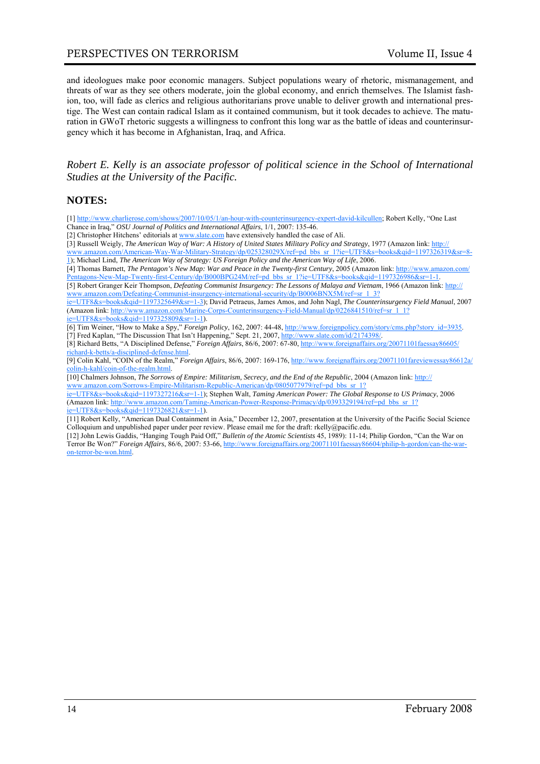and ideologues make poor economic managers. Subject populations weary of rhetoric, mismanagement, and threats of war as they see others moderate, join the global economy, and enrich themselves. The Islamist fashion, too, will fade as clerics and religious authoritarians prove unable to deliver growth and international prestige. The West can contain radical Islam as it contained communism, but it took decades to achieve. The maturation in GWoT rhetoric suggests a willingness to confront this long war as the battle of ideas and counterinsurgency which it has become in Afghanistan, Iraq, and Africa.

*Robert E. Kelly is an associate professor of political science in the School of International Studies at the University of the Pacific.*

## NOTES:

[1] http://www.charlierose.com/shows/2007/10/05/1/an-hour-with-counterinsurgency-expert-david-kilcullen; Robert Kelly, "One Last Chance in Iraq," *OSU Journal of Politics and International Affairs*, 1/1, 2007: 135-46.

[2] Christopher Hitchens' editorials at www.slate.com have extensively handled the case of Ali.

[3] Russell Weigly, *The American Way of War: A History of United States Military Policy and Strategy*, 1977 (Amazon link: http://www.amazon.com/American-Way-War-Military-Strategy/dp/025328029X/ref=pd_bbs_sr_1?ie=UTF8&s=books&qid=1197326319&sr=8-1); Michael Lind, *The American Way of Strategy: US Foreign Policy and the American Way of Life*, 2006.

[4] Thomas Barnett, *The Pentagon's New Map: War and Peace in the Twenty-first Century*, 2005 (Amazon link: http://www.amazon.com/Pentagons-New-Map-Twenty-first-Century/dp/B000BPG24M/ref=pd_bbs_sr_1?ie=UTF8&s=books&qid=1197326986&sr=1-1.

[5] Robert Granger Keir Thompson, *Defeating Communist Insurgency: The Lessons of Malaya and Vietnam*, 1966 (Amazon link: http://www.amazon.com/Defeating-Communist-insurgency-international-security/dp/B0006BNX5M/ref=sr_1_3?ie=UTF8&s=books&qid=1197325649&sr=1-3); David Petraeus, James Amos, and John Nagl, *The Counterinsurgency Field Manual*, 2007 (Amazon link: http://www.amazon.com/Marine-Corps-Counterinsurgency-Field-Manual/dp/0226841510/ref=sr_1_1?ie=UTF8&s=books&qid=1197325809&sr=1-1).

[6] Tim Weiner, "How to Make a Spy," *Foreign Policy*, 162, 2007: 44-48, http://www.foreignpolicy.com/story/cms.php?story_id=3935.

[7] Fred Kaplan, "The Discussion That Isn't Happening," Sept. 21, 2007, http://www.slate.com/id/2174398/.

[8] Richard Betts, "A Disciplined Defense," *Foreign Affairs*, 86/6, 2007: 67-80, http://www.foreignaffairs.org/20071101faessay86605/richard-k-betts/a-disciplined-defense.html.

[9] Colin Kahl, "COIN of the Realm," *Foreign Affairs*, 86/6, 2007: 169-176, http://www.foreignaffairs.org/20071101fareviewessay86612a/colin-h-kahl/coin-of-the-realm.html.

[10] Chalmers Johnson, *The Sorrows of Empire: Militarism, Secrecy, and the End of the Republic*, 2004 (Amazon link: http://www.amazon.com/Sorrows-Empire-Militarism-Republic-American/dp/0805077979/ref=pd_bbs_sr_1?ie=UTF8&s=books&qid=1197327216&sr=1-1); Stephen Walt, *Taming American Power: The Global Response to US Primacy*, 2006 (Amazon link: http://www.amazon.com/Taming-American-Power-Response-Primacy/dp/0393329194/ref=pd_bbs_sr_1?ie=UTF8&s=books&qid=1197326821&sr=1-1).

[11] Robert Kelly, "American Dual Containment in Asia," December 12, 2007, presentation at the University of the Pacific Social Science Colloquium and unpublished paper under peer review. Please email me for the draft: rkelly@pacific.edu.

[12] John Lewis Gaddis, "Hanging Tough Paid Off," *Bulletin of the Atomic Scientists* 45, 1989): 11-14; Philip Gordon, "Can the War on Terror Be Won?" *Foreign Affairs*, 86/6, 2007: 53-66, http://www.foreignaffairs.org/20071101faessay86604/philip-h-gordon/can-the-war-on-terror-be-won.html.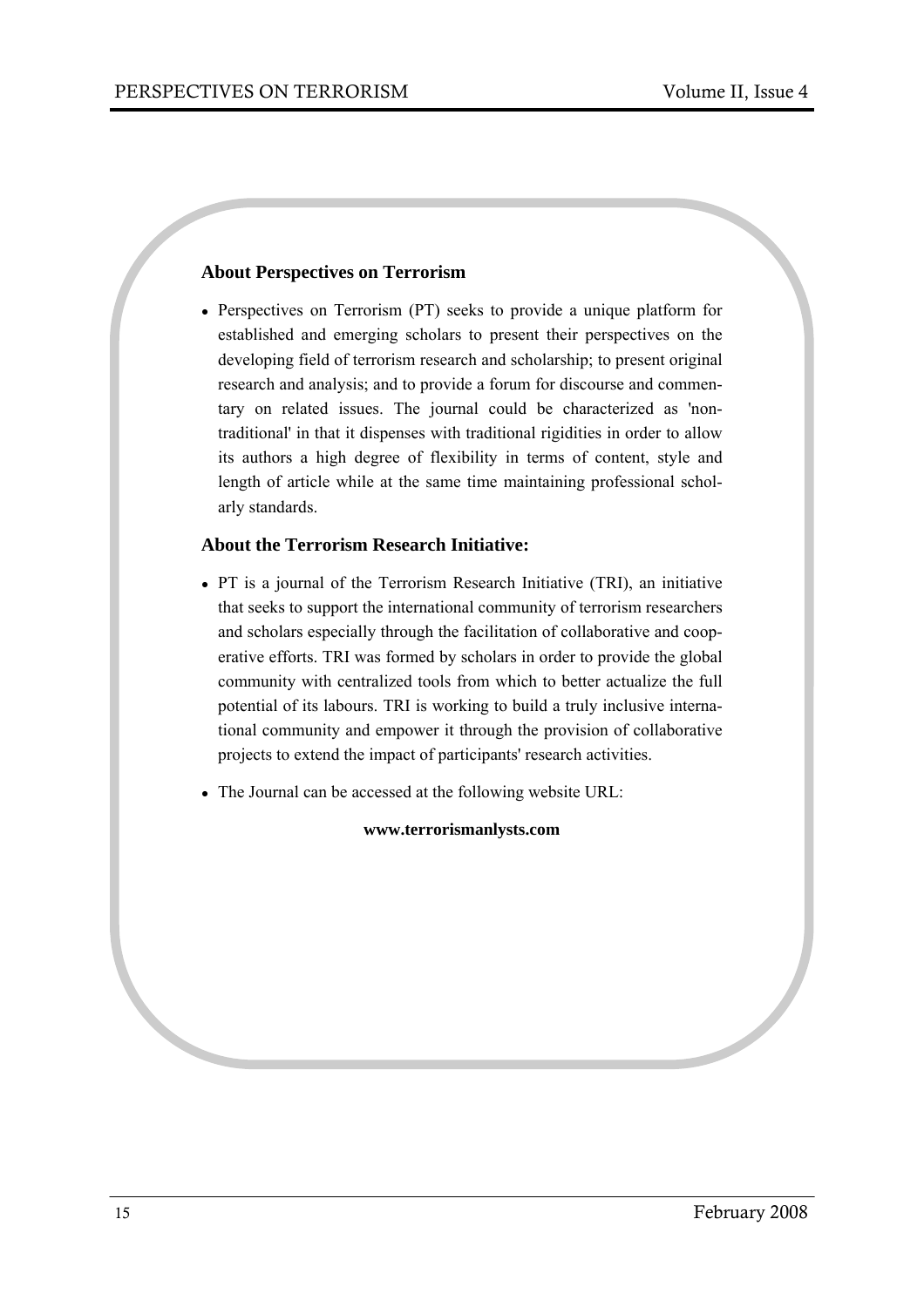## About Perspectives on Terrorism

- Perspectives on Terrorism (PT) seeks to provide a unique platform for established and emerging scholars to present their perspectives on the developing field of terrorism research and scholarship; to present original research and analysis; and to provide a forum for discourse and commentary on related issues. The journal could be characterized as 'non-traditional' in that it dispenses with traditional rigidities in order to allow its authors a high degree of flexibility in terms of content, style and length of article while at the same time maintaining professional scholarly standards.

## About the Terrorism Research Initiative:

- PT is a journal of the Terrorism Research Initiative (TRI), an initiative that seeks to support the international community of terrorism researchers and scholars especially through the facilitation of collaborative and cooperative efforts. TRI was formed by scholars in order to provide the global community with centralized tools from which to better actualize the full potential of its labours. TRI is working to build a truly inclusive international community and empower it through the provision of collaborative projects to extend the impact of participants' research activities.
- The Journal can be accessed at the following website URL:

**www.terrorismanlysts.com**